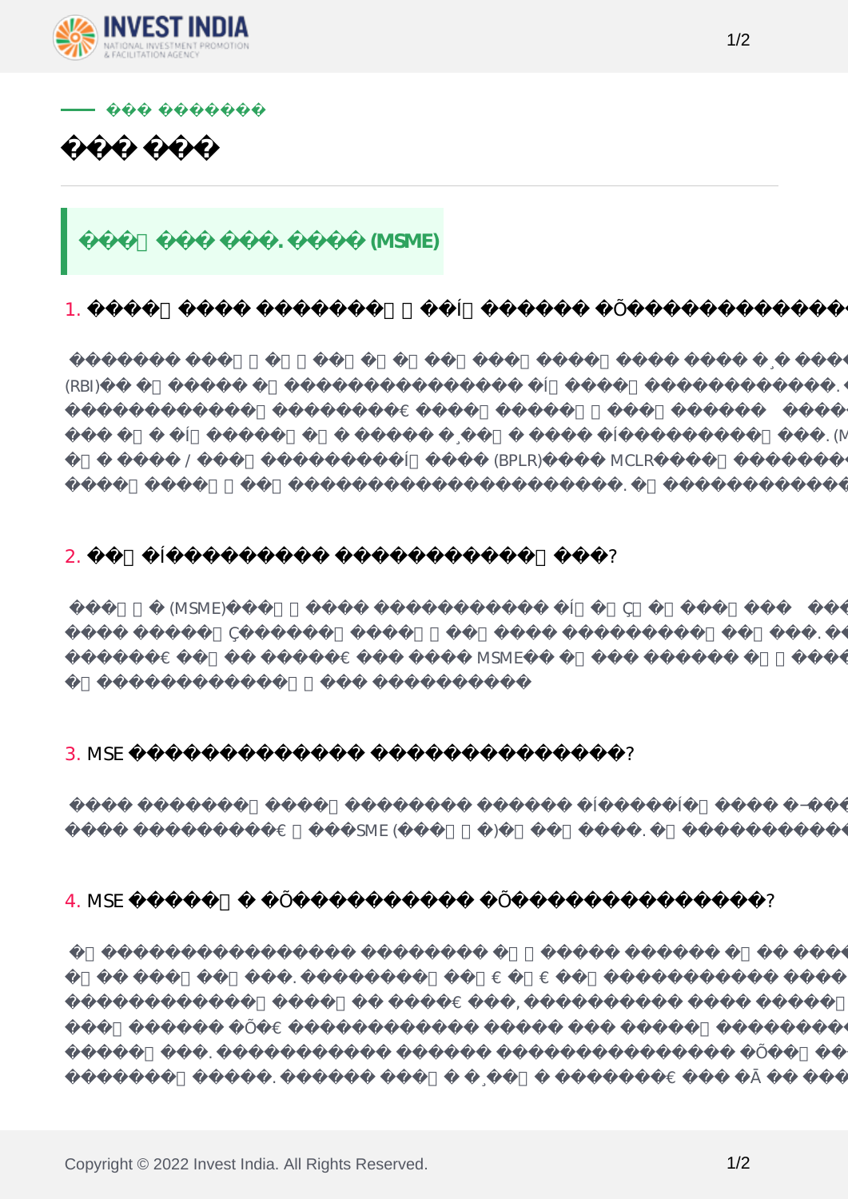

|        |                          | <b>(MSME)</b><br>$\bullet$ |                                                 |             |
|--------|--------------------------|----------------------------|-------------------------------------------------|-------------|
| 1.     |                          |                            |                                                 |             |
| (RBI)  | $\overline{\phantom{a}}$ |                            | $\ddot{\phantom{a}}$                            | (BPLR) MCLR |
| 2.     |                          |                            |                                                 | $\ddot{?}$  |
|        | (MSME)                   |                            | $\ensuremath{\mathsf{MSME}}$<br>$\sim 10^{-11}$ |             |
| 3. MSE |                          |                            |                                                 | $\ddot{?}$  |
|        |                          | MSME (                     | $\mathcal{E}$                                   | $\bullet$   |
| 4. MSE |                          |                            |                                                 | $45\,$      |
|        |                          |                            | $\, ,$                                          |             |

할 책임이 있습니다. 미결제 금액과 관련하여 분쟁이있는 경우 각 주 정부가 구성한 소기업